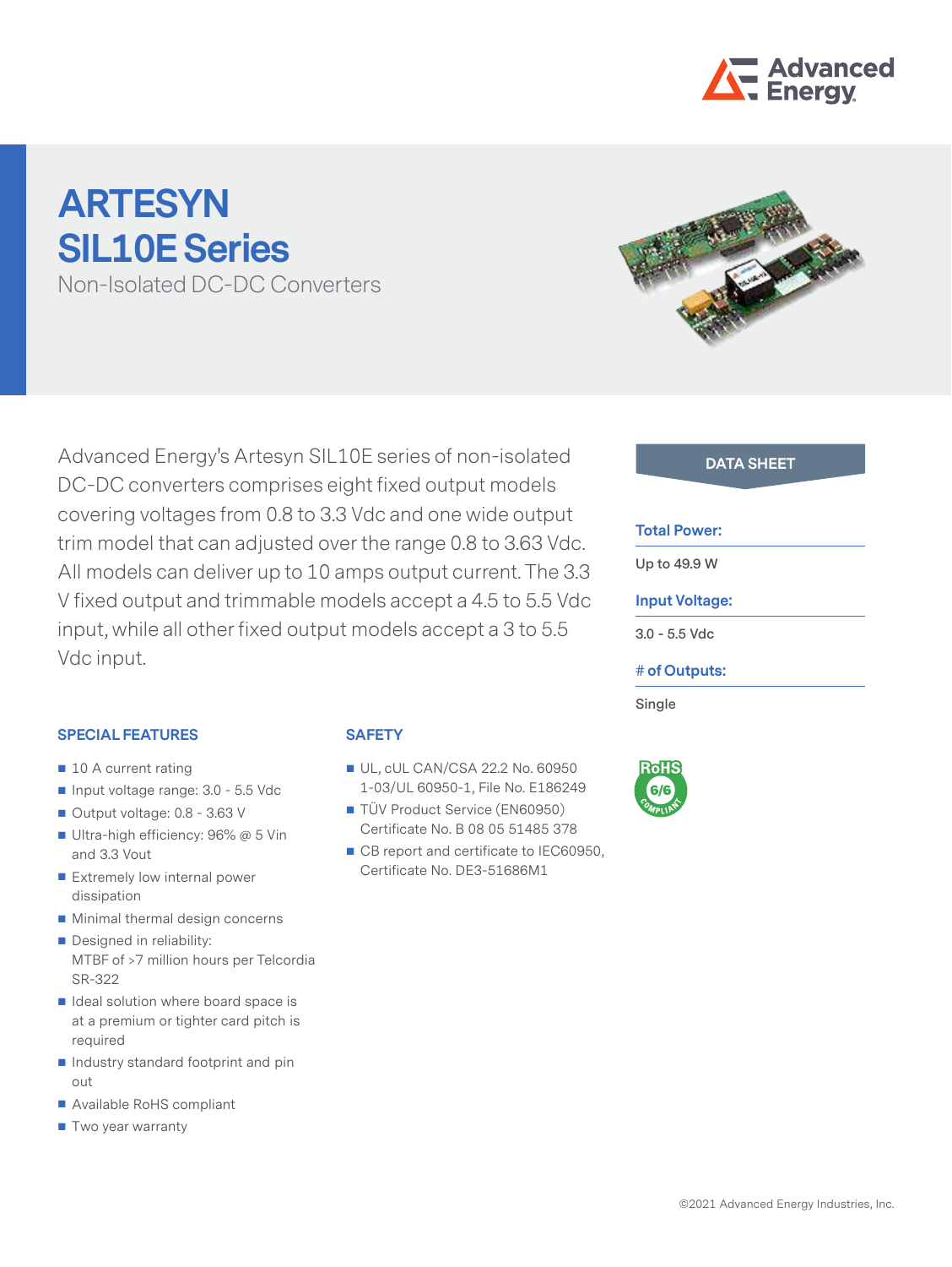# ARTESYN SIL10E Series

Non-Isolated DC-DC Converters

Advanced Energy's Artesyn SIL10E series of non-isolated DC-DC converters comprises eight fixed output models covering voltages from 0.8 to 3.3 Vdc and one wide output trim model that can adjusted over the range 0.8 to 3.63 Vdc. All models can deliver up to 10 amps output current. The 3.3 V fixed output and trimmable models accept a 4.5 to 5.5 Vdc input, while all other fixed output models accept a 3 to 5.5 Vdc input.

**DATA SHEET**

**Total Power:**

Up to 49.9 W

**Input Voltage:**

3.0 - 5.5 Vdc

**# of Outputs:**

Single

## SPECIAL FEATURES

- 10 A current rating
- Input voltage range: 3.0 - 5.5 Vdc
- Output voltage: 0.8 - 3.63 V
- Ultra-high efficiency: 96% @ 5 Vin and 3.3 Vout
- Extremely low internal power dissipation
- Minimal thermal design concerns
- Designed in reliability: MTBF of >7 million hours per Telcordia SR-322
- Ideal solution where board space is at a premium or tighter card pitch is required
- Industry standard footprint and pin out
- Available RoHS compliant
- Two year warranty

## SAFETY

- UL, cUL CAN/CSA 22.2 No. 60950 1-03/UL 60950-1, File No. E186249
- TÜV Product Service (EN60950) Certificate No. B 08 05 51485 378
- CB report and certificate to IEC60950, Certificate No. DE3-51686M1

©2021 Advanced Energy Industries, Inc.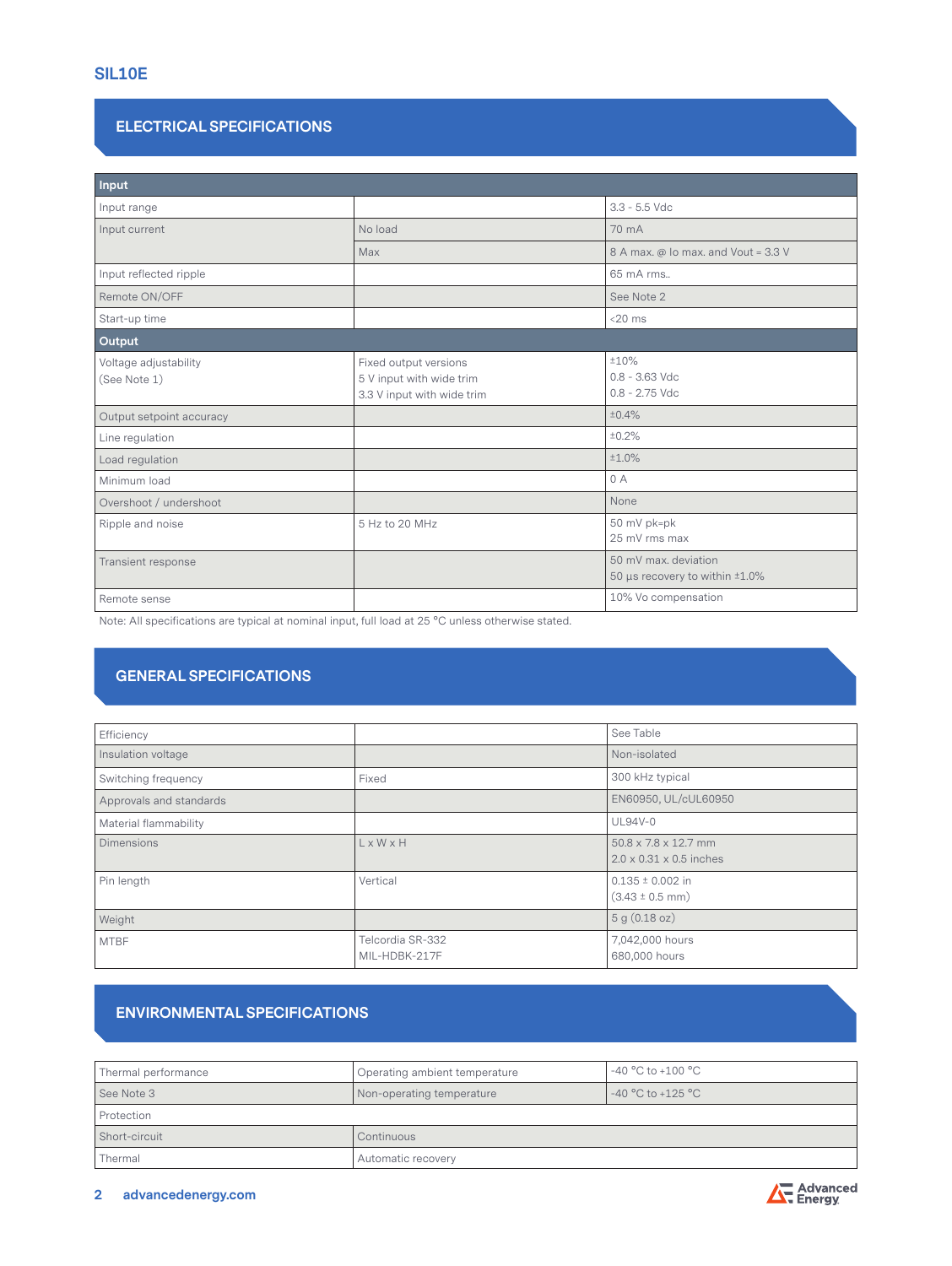# SIL10E

## ELECTRICAL SPECIFICATIONS

| Input | | |
|---|---|---|
| Input range | | 3.3 - 5.5 Vdc |
| Input current | No load | 70 mA |
| | Max | 8 A max. @ Io max. and Vout = 3.3 V |
| Input reflected ripple | | 65 mA rms.. |
| Remote ON/OFF | | See Note 2 |
| Start-up time | | <20 ms |
| **Output** | | |
| Voltage adjustability (See Note 1) | Fixed output versions<br>5 V input with wide trim<br>3.3 V input with wide trim | ±10%<br>0.8 - 3.63 Vdc<br>0.8 - 2.75 Vdc |
| Output setpoint accuracy | | ±0.4% |
| Line regulation | | ±0.2% |
| Load regulation | | ±1.0% |
| Minimum load | | 0 A |
| Overshoot / undershoot | | None |
| Ripple and noise | 5 Hz to 20 MHz | 50 mV pk=pk<br>25 mV rms max |
| Transient response | | 50 mV max. deviation<br>50 µs recovery to within ±1.0% |
| Remote sense | | 10% Vo compensation |

Note: All specifications are typical at nominal input, full load at 25 °C unless otherwise stated.

## GENERAL SPECIFICATIONS

| | | |
|---|---|---|
| Efficiency | | See Table |
| Insulation voltage | | Non-isolated |
| Switching frequency | Fixed | 300 kHz typical |
| Approvals and standards | | EN60950, UL/cUL60950 |
| Material flammability | | UL94V-0 |
| Dimensions | L x W x H | 50.8 x 7.8 x 12.7 mm<br>2.0 x 0.31 x 0.5 inches |
| Pin length | Vertical | 0.135 ± 0.002 in<br>(3.43 ± 0.5 mm) |
| Weight | | 5 g (0.18 oz) |
| MTBF | Telcordia SR-332<br>MIL-HDBK-217F | 7,042,000 hours<br>680,000 hours |

## ENVIRONMENTAL SPECIFICATIONS

| | | |
|---|---|---|
| Thermal performance | Operating ambient temperature | -40 °C to +100 °C |
| See Note 3 | Non-operating temperature | -40 °C to +125 °C |
| Protection | | |
| Short-circuit | Continuous | |
| Thermal | Automatic recovery | |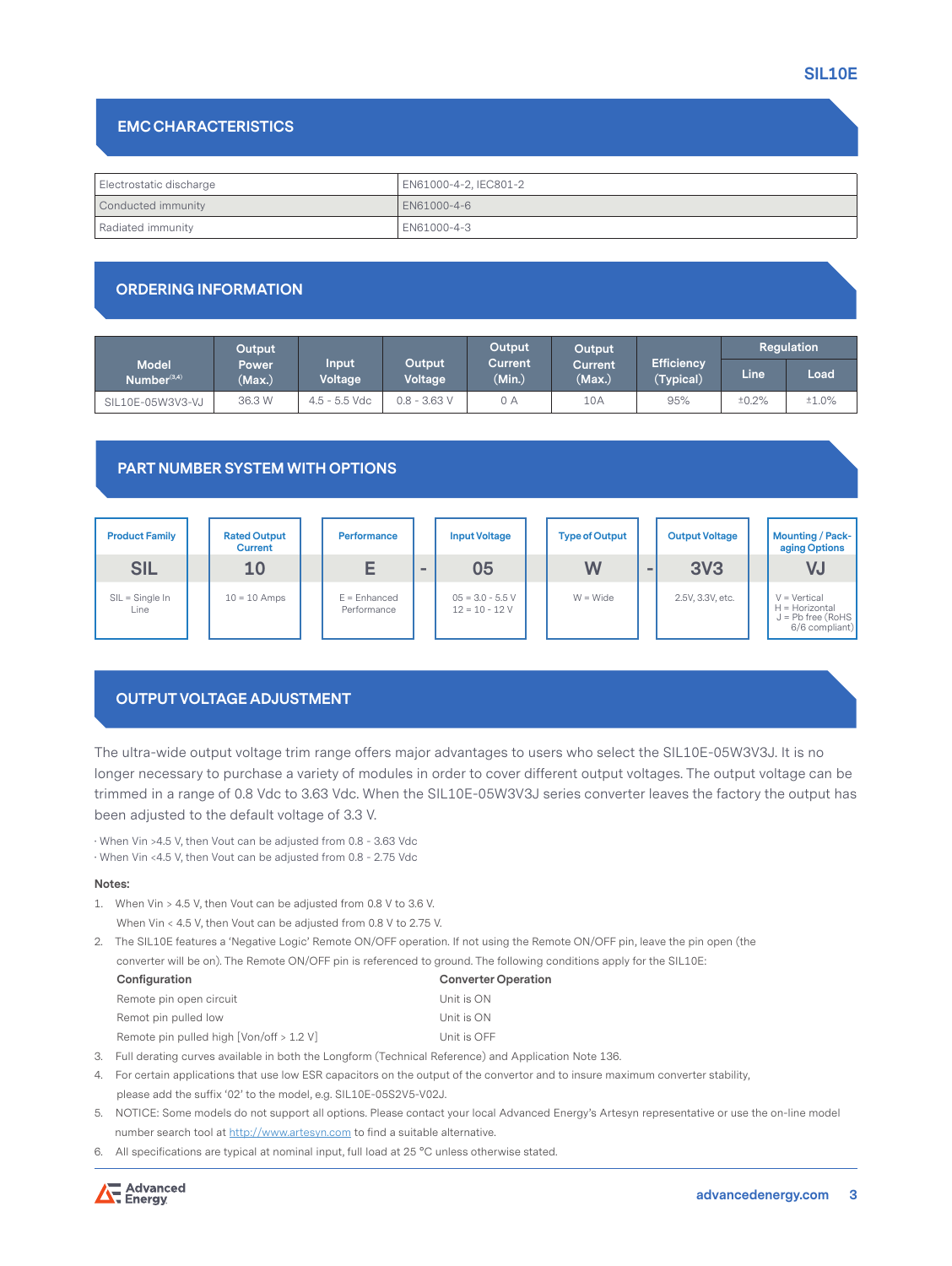## EMC CHARACTERISTICS

| | |
|---|---|
| Electrostatic discharge | EN61000-4-2, IEC801-2 |
| Conducted immunity | EN61000-4-6 |
| Radiated immunity | EN61000-4-3 |

## ORDERING INFORMATION

| Model Number[3,4] | Output Power (Max.) | Input Voltage | Output Voltage | Output Current (Min.) | Output Current (Max.) | Efficiency (Typical) | Regulation | |
|---|---|---|---|---|---|---|---|---|
| | | | | | | | Line | Load |
| SIL10E-05W3V3-VJ | 36.3 W | 4.5 - 5.5 Vdc | 0.8 - 3.63 V | 0 A | 10A | 95% | ±0.2% | ±1.0% |

## PART NUMBER SYSTEM WITH OPTIONS

| Product Family | Rated Output Current | Performance | | Input Voltage | Type of Output | | Output Voltage | Mounting / Packaging Options |
|---|---|---|---|---|---|---|---|---|
| SIL | 10 | E | - | 05 | W | - | 3V3 | VJ |
| SIL = Single In Line | 10 = 10 Amps | E = Enhanced Performance | | 05 = 3.0 - 5.5 V<br>12 = 10 - 12 V | W = Wide | | 2.5V, 3.3V, etc. | V = Vertical<br>H = Horizontal<br>J = Pb free (RoHS 6/6 compliant) |

## OUTPUT VOLTAGE ADJUSTMENT

The ultra-wide output voltage trim range offers major advantages to users who select the SIL10E-05W3V3J. It is no longer necessary to purchase a variety of modules in order to cover different output voltages. The output voltage can be trimmed in a range of 0.8 Vdc to 3.63 Vdc. When the SIL10E-05W3V3J series converter leaves the factory the output has been adjusted to the default voltage of 3.3 V.

· When Vin >4.5 V, then Vout can be adjusted from 0.8 - 3.63 Vdc
· When Vin <4.5 V, then Vout can be adjusted from 0.8 - 2.75 Vdc

**Notes:**

1. When Vin > 4.5 V, then Vout can be adjusted from 0.8 V to 3.6 V.
   When Vin < 4.5 V, then Vout can be adjusted from 0.8 V to 2.75 V.
2. The SIL10E features a 'Negative Logic' Remote ON/OFF operation. If not using the Remote ON/OFF pin, leave the pin open (the converter will be on). The Remote ON/OFF pin is referenced to ground. The following conditions apply for the SIL10E:

   | Configuration | Converter Operation |
   |---|---|
   | Remote pin open circuit | Unit is ON |
   | Remot pin pulled low | Unit is ON |
   | Remote pin pulled high [Von/off > 1.2 V] | Unit is OFF |

3. Full derating curves available in both the Longform (Technical Reference) and Application Note 136.
4. For certain applications that use low ESR capacitors on the output of the convertor and to insure maximum converter stability, please add the suffix '02' to the model, e.g. SIL10E-05S2V5-V02J.
5. NOTICE: Some models do not support all options. Please contact your local Advanced Energy's Artesyn representative or use the on-line model number search tool at http://www.artesyn.com to find a suitable alternative.
6. All specifications are typical at nominal input, full load at 25 °C unless otherwise stated.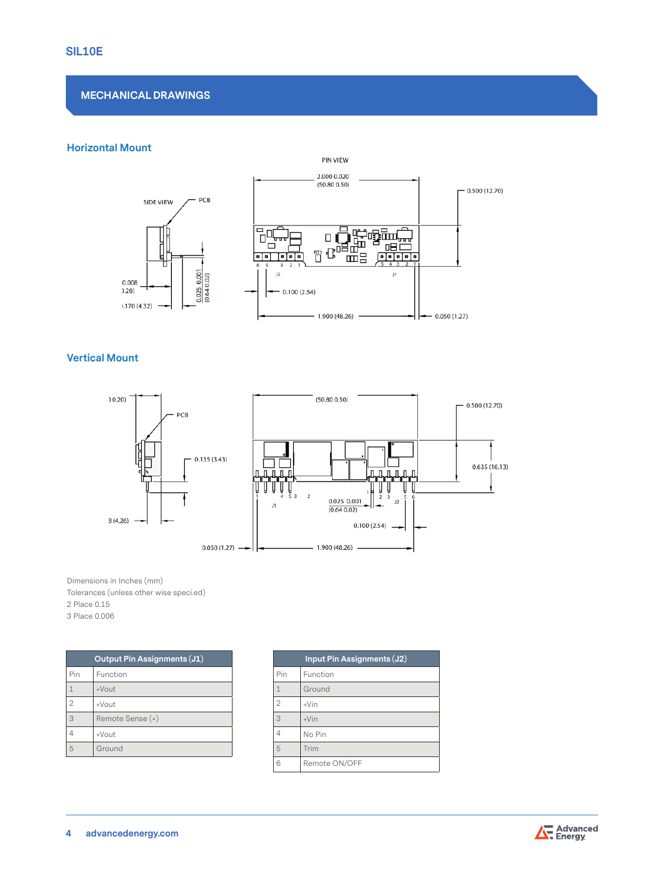## MECHANICAL DRAWINGS

### Horizontal Mount

### Vertical Mount

Dimensions in Inches (mm)
Tolerances (unless other wise speci.ed)
2 Place 0.15
3 Place 0.006

| Output Pin Assignments (J1) | |
|---|---|
| Pin | Function |
| 1 | +Vout |
| 2 | +Vout |
| 3 | Remote Sense (+) |
| 4 | +Vout |
| 5 | Ground |

| Input Pin Assignments (J2) | |
|---|---|
| Pin | Function |
| 1 | Ground |
| 2 | +Vin |
| 3 | +Vin |
| 4 | No Pin |
| 5 | Trim |
| 6 | Remote ON/OFF |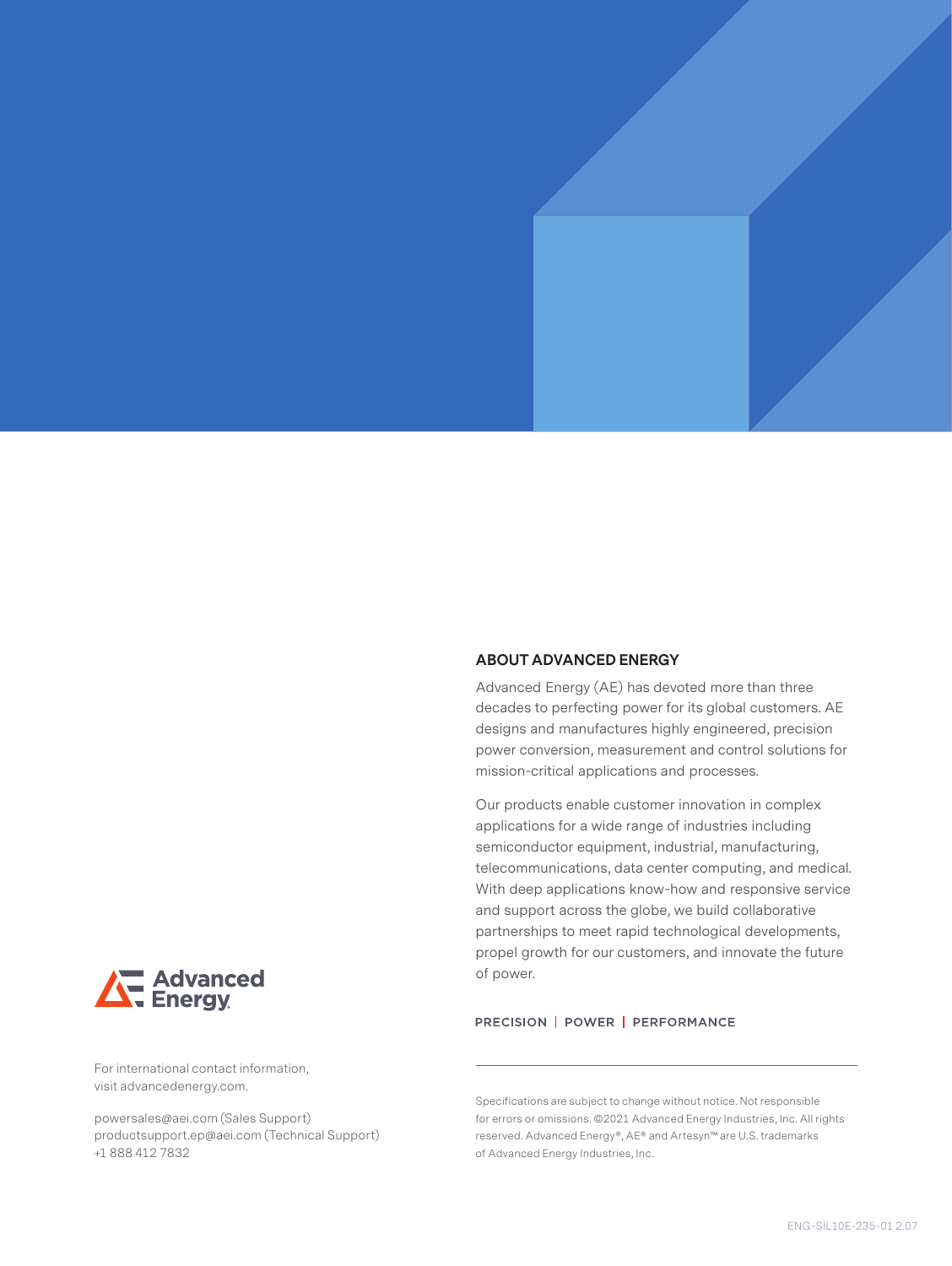## ABOUT ADVANCED ENERGY

Advanced Energy (AE) has devoted more than three decades to perfecting power for its global customers. AE designs and manufactures highly engineered, precision power conversion, measurement and control solutions for mission-critical applications and processes.

Our products enable customer innovation in complex applications for a wide range of industries including semiconductor equipment, industrial, manufacturing, telecommunications, data center computing, and medical. With deep applications know-how and responsive service and support across the globe, we build collaborative partnerships to meet rapid technological developments, propel growth for our customers, and innovate the future of power.

PRECISION | POWER | PERFORMANCE

Advanced Energy

For international contact information,
visit advancedenergy.com.

powersales@aei.com (Sales Support)
productsupport.ep@aei.com (Technical Support)
+1 888 412 7832

Specifications are subject to change without notice. Not responsible for errors or omissions. ©2021 Advanced Energy Industries, Inc. All rights reserved. Advanced Energy®, AE® and Artesyn™ are U.S. trademarks of Advanced Energy Industries, Inc.

ENG-SIL10E-235-01 2.07